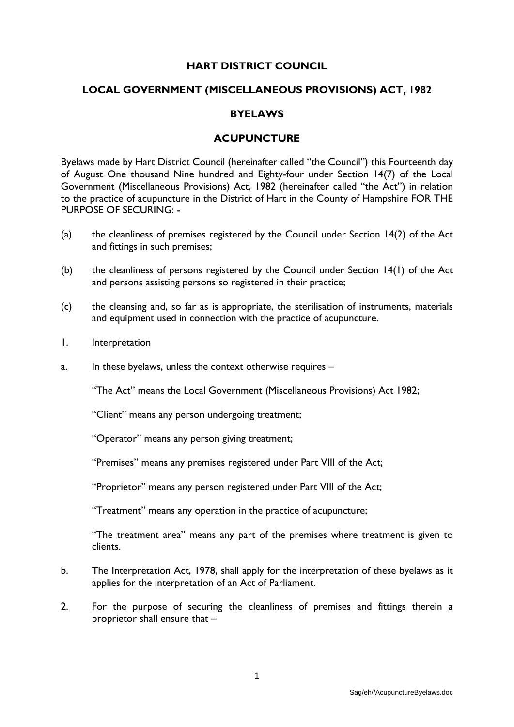# HART DISTRICT COUNCIL

## LOCAL GOVERNMENT (MISCELLANEOUS PROVISIONS) ACT, 1982

## BYELAWS

## ACUPUNCTURE

Byelaws made by Hart District Council (hereinafter called "the Council") this Fourteenth day of August One thousand Nine hundred and Eighty-four under Section 14(7) of the Local Government (Miscellaneous Provisions) Act, 1982 (hereinafter called "the Act") in relation to the practice of acupuncture in the District of Hart in the County of Hampshire FOR THE PURPOSE OF SECURING: -

(a) the cleanliness of premises registered by the Council under Section 14(2) of the Act and fittings in such premises;

(b) the cleanliness of persons registered by the Council under Section 14(1) of the Act and persons assisting persons so registered in their practice;

(c) the cleansing and, so far as is appropriate, the sterilisation of instruments, materials and equipment used in connection with the practice of acupuncture.

1. Interpretation

a. In these byelaws, unless the context otherwise requires –

   "The Act" means the Local Government (Miscellaneous Provisions) Act 1982;

   "Client" means any person undergoing treatment;

   "Operator" means any person giving treatment;

   "Premises" means any premises registered under Part VIII of the Act;

   "Proprietor" means any person registered under Part VIII of the Act;

   "Treatment" means any operation in the practice of acupuncture;

   "The treatment area" means any part of the premises where treatment is given to clients.

b. The Interpretation Act, 1978, shall apply for the interpretation of these byelaws as it applies for the interpretation of an Act of Parliament.

2. For the purpose of securing the cleanliness of premises and fittings therein a proprietor shall ensure that –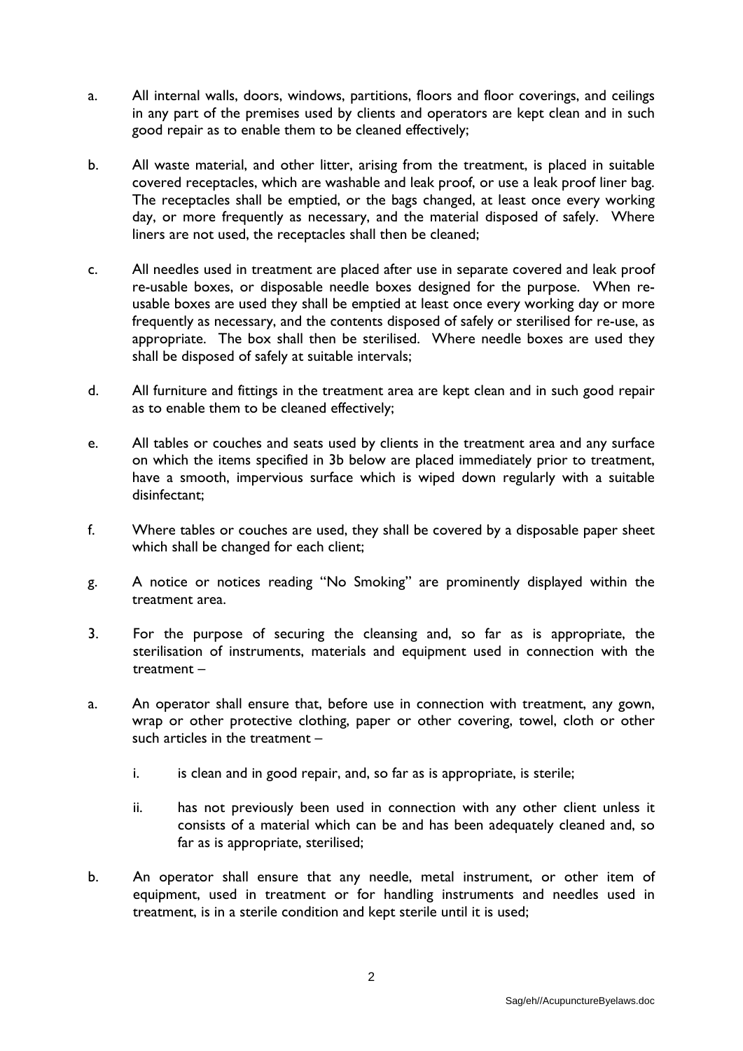a. All internal walls, doors, windows, partitions, floors and floor coverings, and ceilings in any part of the premises used by clients and operators are kept clean and in such good repair as to enable them to be cleaned effectively;

b. All waste material, and other litter, arising from the treatment, is placed in suitable covered receptacles, which are washable and leak proof, or use a leak proof liner bag. The receptacles shall be emptied, or the bags changed, at least once every working day, or more frequently as necessary, and the material disposed of safely. Where liners are not used, the receptacles shall then be cleaned;

c. All needles used in treatment are placed after use in separate covered and leak proof re-usable boxes, or disposable needle boxes designed for the purpose. When re-usable boxes are used they shall be emptied at least once every working day or more frequently as necessary, and the contents disposed of safely or sterilised for re-use, as appropriate. The box shall then be sterilised. Where needle boxes are used they shall be disposed of safely at suitable intervals;

d. All furniture and fittings in the treatment area are kept clean and in such good repair as to enable them to be cleaned effectively;

e. All tables or couches and seats used by clients in the treatment area and any surface on which the items specified in 3b below are placed immediately prior to treatment, have a smooth, impervious surface which is wiped down regularly with a suitable disinfectant;

f. Where tables or couches are used, they shall be covered by a disposable paper sheet which shall be changed for each client;

g. A notice or notices reading "No Smoking" are prominently displayed within the treatment area.

3. For the purpose of securing the cleansing and, so far as is appropriate, the sterilisation of instruments, materials and equipment used in connection with the treatment –

a. An operator shall ensure that, before use in connection with treatment, any gown, wrap or other protective clothing, paper or other covering, towel, cloth or other such articles in the treatment –

    i. is clean and in good repair, and, so far as is appropriate, is sterile;

    ii. has not previously been used in connection with any other client unless it consists of a material which can be and has been adequately cleaned and, so far as is appropriate, sterilised;

b. An operator shall ensure that any needle, metal instrument, or other item of equipment, used in treatment or for handling instruments and needles used in treatment, is in a sterile condition and kept sterile until it is used;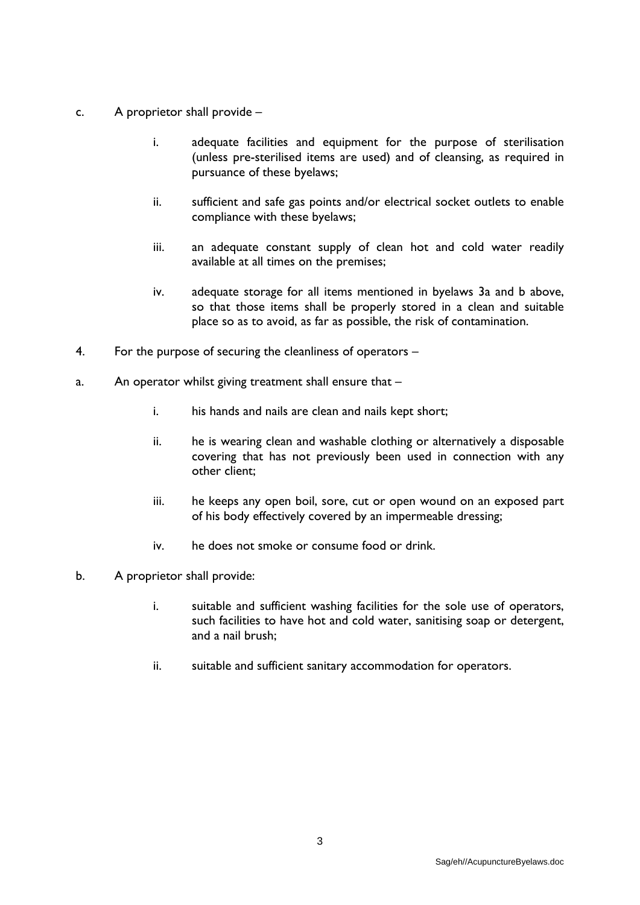c. A proprietor shall provide –

   i. adequate facilities and equipment for the purpose of sterilisation (unless pre-sterilised items are used) and of cleansing, as required in pursuance of these byelaws;

   ii. sufficient and safe gas points and/or electrical socket outlets to enable compliance with these byelaws;

   iii. an adequate constant supply of clean hot and cold water readily available at all times on the premises;

   iv. adequate storage for all items mentioned in byelaws 3a and b above, so that those items shall be properly stored in a clean and suitable place so as to avoid, as far as possible, the risk of contamination.

4. For the purpose of securing the cleanliness of operators –

a. An operator whilst giving treatment shall ensure that –

   i. his hands and nails are clean and nails kept short;

   ii. he is wearing clean and washable clothing or alternatively a disposable covering that has not previously been used in connection with any other client;

   iii. he keeps any open boil, sore, cut or open wound on an exposed part of his body effectively covered by an impermeable dressing;

   iv. he does not smoke or consume food or drink.

b. A proprietor shall provide:

   i. suitable and sufficient washing facilities for the sole use of operators, such facilities to have hot and cold water, sanitising soap or detergent, and a nail brush;

   ii. suitable and sufficient sanitary accommodation for operators.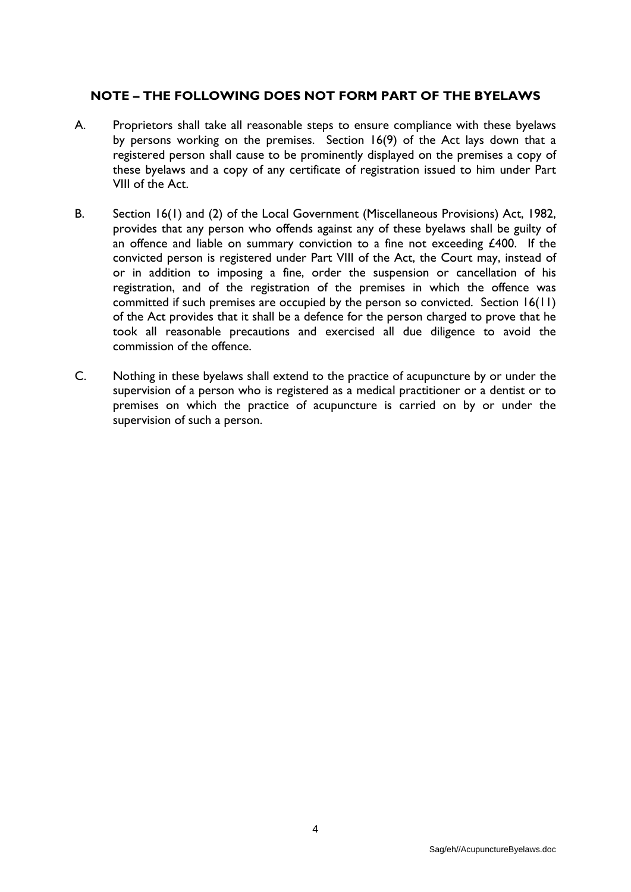### NOTE – THE FOLLOWING DOES NOT FORM PART OF THE BYELAWS

A. Proprietors shall take all reasonable steps to ensure compliance with these byelaws by persons working on the premises. Section 16(9) of the Act lays down that a registered person shall cause to be prominently displayed on the premises a copy of these byelaws and a copy of any certificate of registration issued to him under Part VIII of the Act.

B. Section 16(1) and (2) of the Local Government (Miscellaneous Provisions) Act, 1982, provides that any person who offends against any of these byelaws shall be guilty of an offence and liable on summary conviction to a fine not exceeding £400. If the convicted person is registered under Part VIII of the Act, the Court may, instead of or in addition to imposing a fine, order the suspension or cancellation of his registration, and of the registration of the premises in which the offence was committed if such premises are occupied by the person so convicted. Section 16(11) of the Act provides that it shall be a defence for the person charged to prove that he took all reasonable precautions and exercised all due diligence to avoid the commission of the offence.

C. Nothing in these byelaws shall extend to the practice of acupuncture by or under the supervision of a person who is registered as a medical practitioner or a dentist or to premises on which the practice of acupuncture is carried on by or under the supervision of such a person.